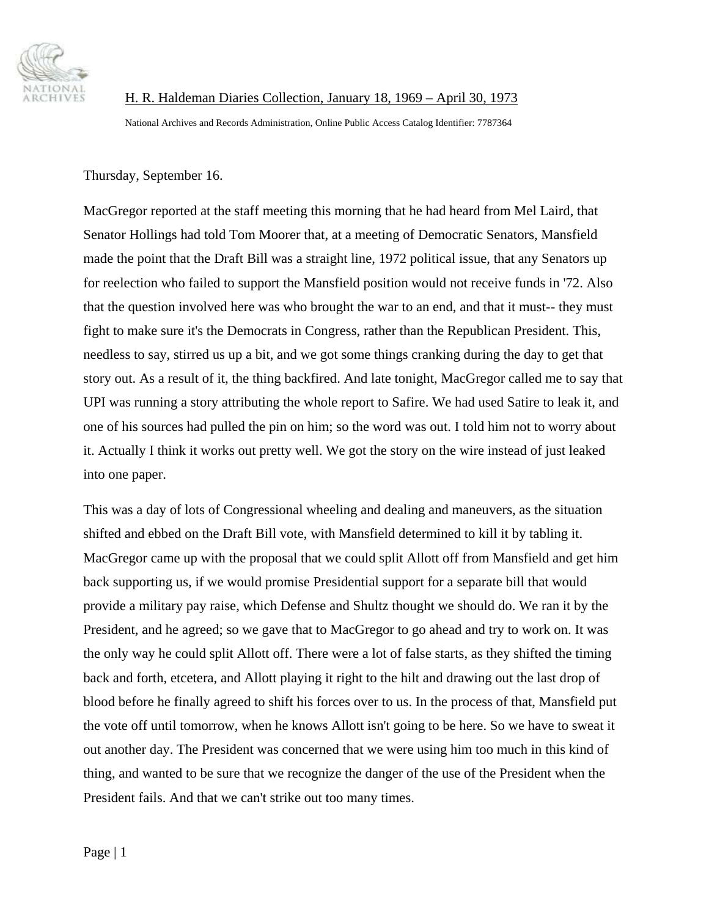H. R. Haldeman Diaries Collection, January 18, 1969 – April 30, 1973

National Archives and Records Administration, Online Public Access Catalog Identifier: 7787364

Thursday, September 16.

MacGregor reported at the staff meeting this morning that he had heard from Mel Laird, that Senator Hollings had told Tom Moorer that, at a meeting of Democratic Senators, Mansfield made the point that the Draft Bill was a straight line, 1972 political issue, that any Senators up for reelection who failed to support the Mansfield position would not receive funds in '72. Also that the question involved here was who brought the war to an end, and that it must-- they must fight to make sure it's the Democrats in Congress, rather than the Republican President. This, needless to say, stirred us up a bit, and we got some things cranking during the day to get that story out. As a result of it, the thing backfired. And late tonight, MacGregor called me to say that UPI was running a story attributing the whole report to Safire. We had used Satire to leak it, and one of his sources had pulled the pin on him; so the word was out. I told him not to worry about it. Actually I think it works out pretty well. We got the story on the wire instead of just leaked into one paper.

This was a day of lots of Congressional wheeling and dealing and maneuvers, as the situation shifted and ebbed on the Draft Bill vote, with Mansfield determined to kill it by tabling it. MacGregor came up with the proposal that we could split Allott off from Mansfield and get him back supporting us, if we would promise Presidential support for a separate bill that would provide a military pay raise, which Defense and Shultz thought we should do. We ran it by the President, and he agreed; so we gave that to MacGregor to go ahead and try to work on. It was the only way he could split Allott off. There were a lot of false starts, as they shifted the timing back and forth, etcetera, and Allott playing it right to the hilt and drawing out the last drop of blood before he finally agreed to shift his forces over to us. In the process of that, Mansfield put the vote off until tomorrow, when he knows Allott isn't going to be here. So we have to sweat it out another day. The President was concerned that we were using him too much in this kind of thing, and wanted to be sure that we recognize the danger of the use of the President when the President fails. And that we can't strike out too many times.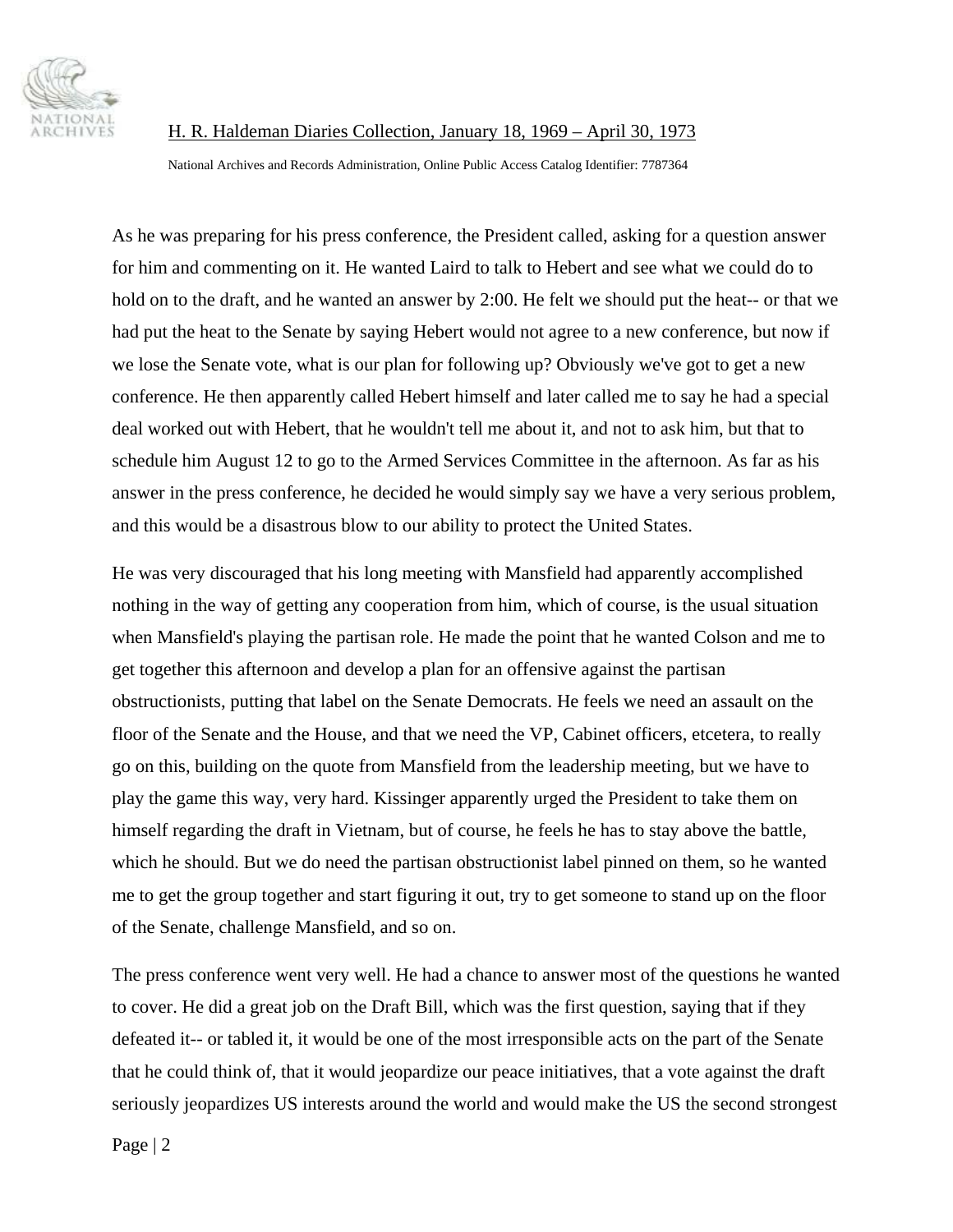As he was preparing for his press conference, the President called, asking for a question answer for him and commenting on it. He wanted Laird to talk to Hebert and see what we could do to hold on to the draft, and he wanted an answer by 2:00. He felt we should put the heat-- or that we had put the heat to the Senate by saying Hebert would not agree to a new conference, but now if we lose the Senate vote, what is our plan for following up? Obviously we've got to get a new conference. He then apparently called Hebert himself and later called me to say he had a special deal worked out with Hebert, that he wouldn't tell me about it, and not to ask him, but that to schedule him August 12 to go to the Armed Services Committee in the afternoon. As far as his answer in the press conference, he decided he would simply say we have a very serious problem, and this would be a disastrous blow to our ability to protect the United States.

He was very discouraged that his long meeting with Mansfield had apparently accomplished nothing in the way of getting any cooperation from him, which of course, is the usual situation when Mansfield's playing the partisan role. He made the point that he wanted Colson and me to get together this afternoon and develop a plan for an offensive against the partisan obstructionists, putting that label on the Senate Democrats. He feels we need an assault on the floor of the Senate and the House, and that we need the VP, Cabinet officers, etcetera, to really go on this, building on the quote from Mansfield from the leadership meeting, but we have to play the game this way, very hard. Kissinger apparently urged the President to take them on himself regarding the draft in Vietnam, but of course, he feels he has to stay above the battle, which he should. But we do need the partisan obstructionist label pinned on them, so he wanted me to get the group together and start figuring it out, try to get someone to stand up on the floor of the Senate, challenge Mansfield, and so on.

The press conference went very well. He had a chance to answer most of the questions he wanted to cover. He did a great job on the Draft Bill, which was the first question, saying that if they defeated it-- or tabled it, it would be one of the most irresponsible acts on the part of the Senate that he could think of, that it would jeopardize our peace initiatives, that a vote against the draft seriously jeopardizes US interests around the world and would make the US the second strongest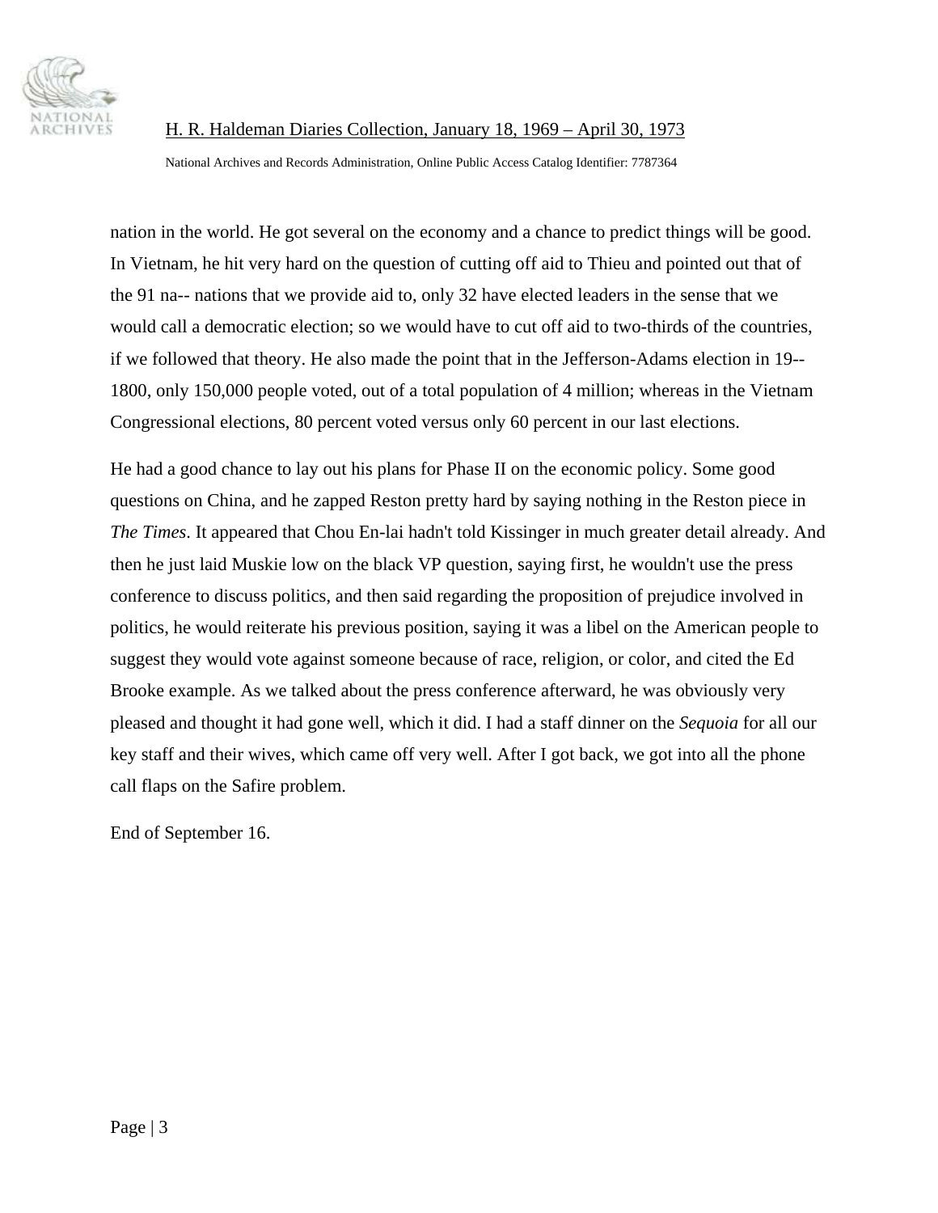nation in the world. He got several on the economy and a chance to predict things will be good. In Vietnam, he hit very hard on the question of cutting off aid to Thieu and pointed out that of the 91 na-- nations that we provide aid to, only 32 have elected leaders in the sense that we would call a democratic election; so we would have to cut off aid to two-thirds of the countries, if we followed that theory. He also made the point that in the Jefferson-Adams election in 19-- 1800, only 150,000 people voted, out of a total population of 4 million; whereas in the Vietnam Congressional elections, 80 percent voted versus only 60 percent in our last elections.

He had a good chance to lay out his plans for Phase II on the economic policy. Some good questions on China, and he zapped Reston pretty hard by saying nothing in the Reston piece in *The Times*. It appeared that Chou En-lai hadn't told Kissinger in much greater detail already. And then he just laid Muskie low on the black VP question, saying first, he wouldn't use the press conference to discuss politics, and then said regarding the proposition of prejudice involved in politics, he would reiterate his previous position, saying it was a libel on the American people to suggest they would vote against someone because of race, religion, or color, and cited the Ed Brooke example. As we talked about the press conference afterward, he was obviously very pleased and thought it had gone well, which it did. I had a staff dinner on the *Sequoia* for all our key staff and their wives, which came off very well. After I got back, we got into all the phone call flaps on the Safire problem.

End of September 16.